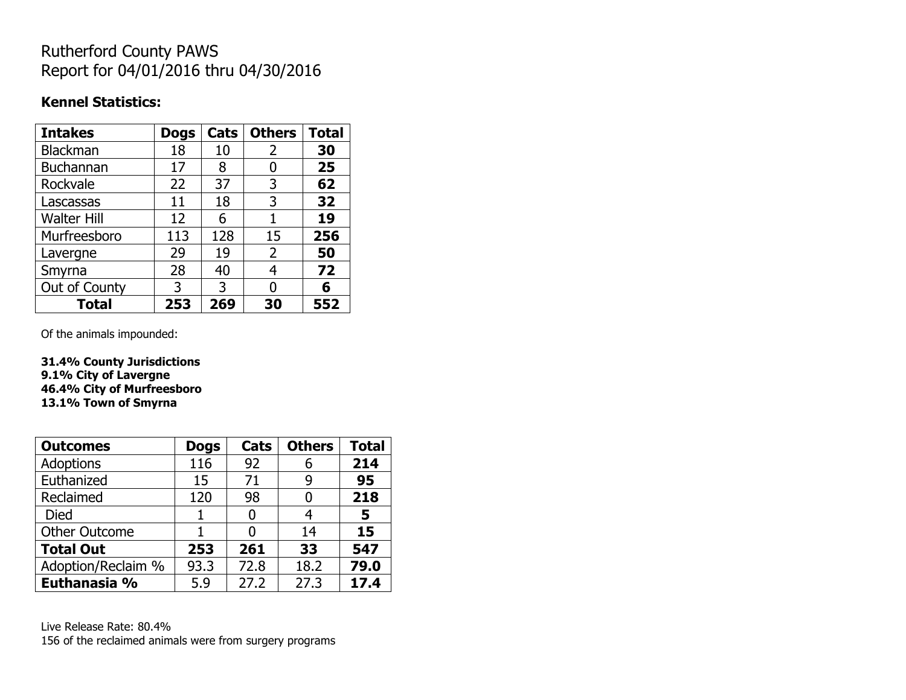# Rutherford County PAWS
# Report for 04/01/2016 thru 04/30/2016

**Kennel Statistics:**

| **Intakes** | **Dogs** | **Cats** | **Others** | **Total** |
|---|---|---|---|---|
| Blackman | 18 | 10 | 2 | **30** |
| Buchannan | 17 | 8 | 0 | **25** |
| Rockvale | 22 | 37 | 3 | **62** |
| Lascassas | 11 | 18 | 3 | **32** |
| Walter Hill | 12 | 6 | 1 | **19** |
| Murfreesboro | 113 | 128 | 15 | **256** |
| Lavergne | 29 | 19 | 2 | **50** |
| Smyrna | 28 | 40 | 4 | **72** |
| Out of County | 3 | 3 | 0 | **6** |
| **Total** | **253** | **269** | **30** | **552** |

Of the animals impounded:

**31.4% County Jurisdictions**
**9.1% City of Lavergne**
**46.4% City of Murfreesboro**
**13.1% Town of Smyrna**

| **Outcomes** | **Dogs** | **Cats** | **Others** | **Total** |
|---|---|---|---|---|
| Adoptions | 116 | 92 | 6 | **214** |
| Euthanized | 15 | 71 | 9 | **95** |
| Reclaimed | 120 | 98 | 0 | **218** |
| Died | 1 | 0 | 4 | **5** |
| Other Outcome | 1 | 0 | 14 | **15** |
| **Total Out** | **253** | **261** | **33** | **547** |
| Adoption/Reclaim % | 93.3 | 72.8 | 18.2 | **79.0** |
| **Euthanasia %** | 5.9 | 27.2 | 27.3 | **17.4** |

Live Release Rate: 80.4%
156 of the reclaimed animals were from surgery programs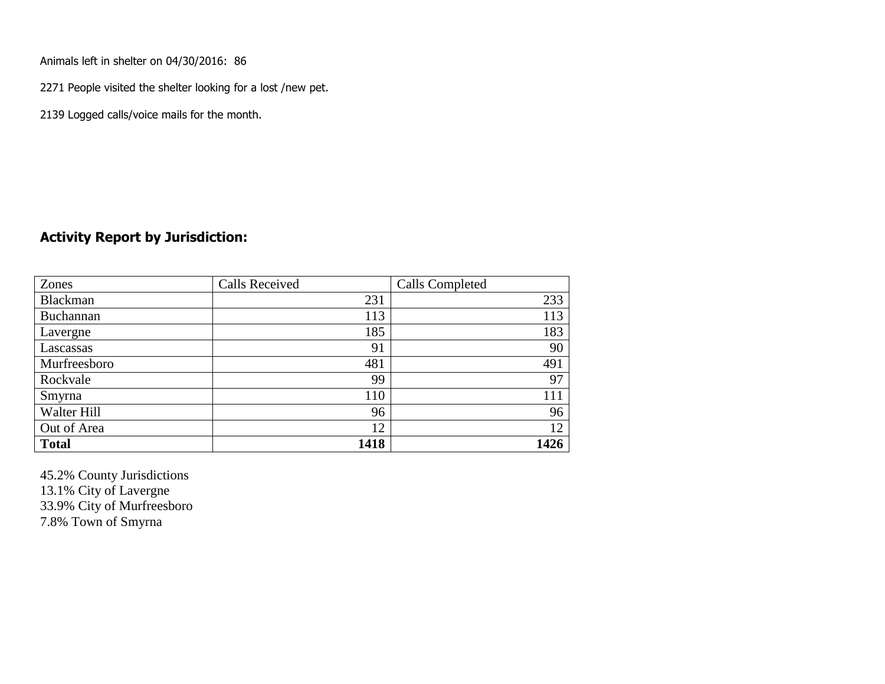Animals left in shelter on 04/30/2016: 86

2271 People visited the shelter looking for a lost /new pet.

2139 Logged calls/voice mails for the month.

## Activity Report by Jurisdiction:

| Zones | Calls Received | Calls Completed |
|---|---|---|
| Blackman | 231 | 233 |
| Buchannan | 113 | 113 |
| Lavergne | 185 | 183 |
| Lascassas | 91 | 90 |
| Murfreesboro | 481 | 491 |
| Rockvale | 99 | 97 |
| Smyrna | 110 | 111 |
| Walter Hill | 96 | 96 |
| Out of Area | 12 | 12 |
| **Total** | **1418** | **1426** |

45.2% County Jurisdictions
13.1% City of Lavergne
33.9% City of Murfreesboro
7.8% Town of Smyrna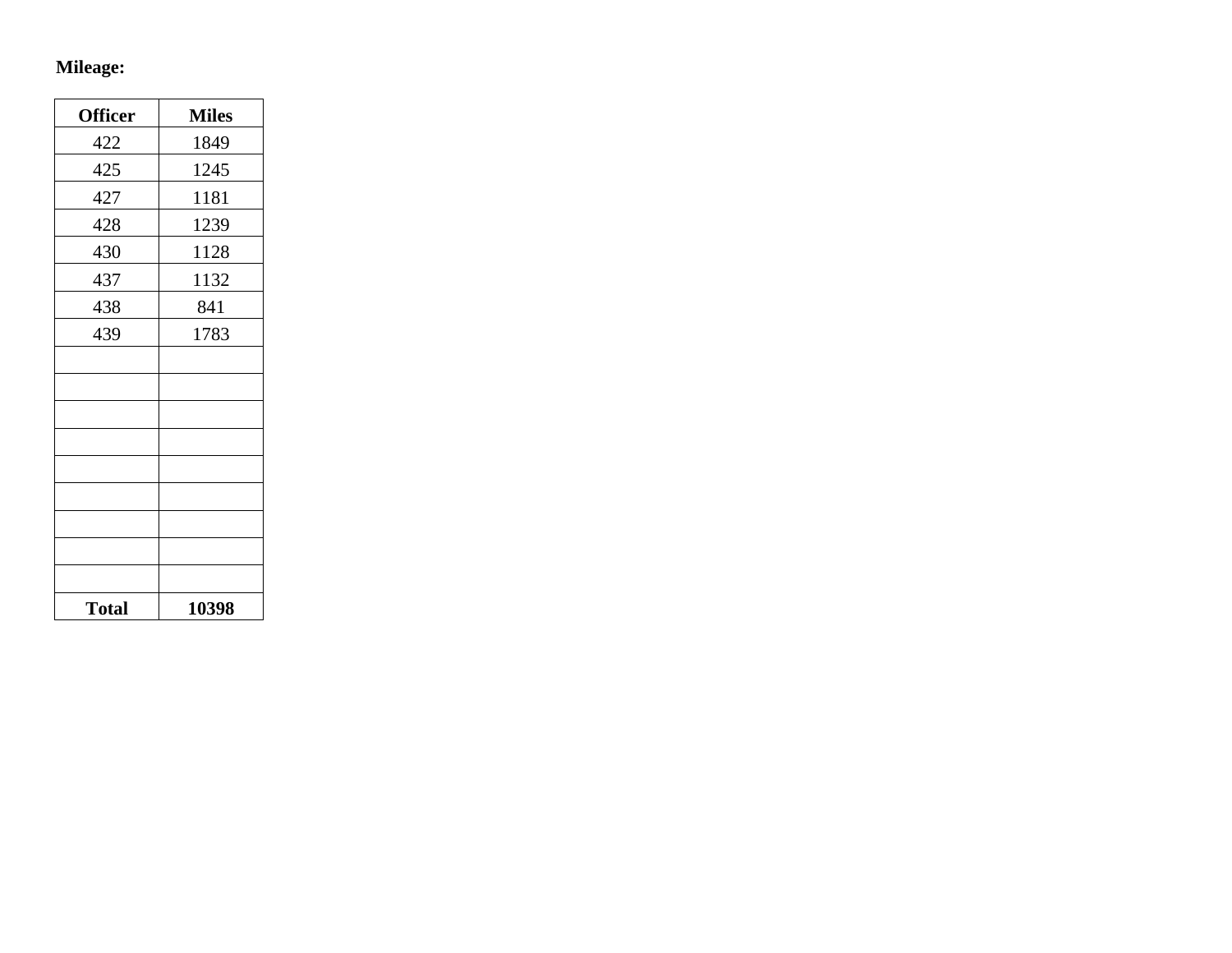**Mileage:**

| Officer | Miles |
|---|---|
| 422 | 1849 |
| 425 | 1245 |
| 427 | 1181 |
| 428 | 1239 |
| 430 | 1128 |
| 437 | 1132 |
| 438 | 841 |
| 439 | 1783 |
| | |
| | |
| | |
| | |
| | |
| | |
| | |
| | |
| | |
| **Total** | **10398** |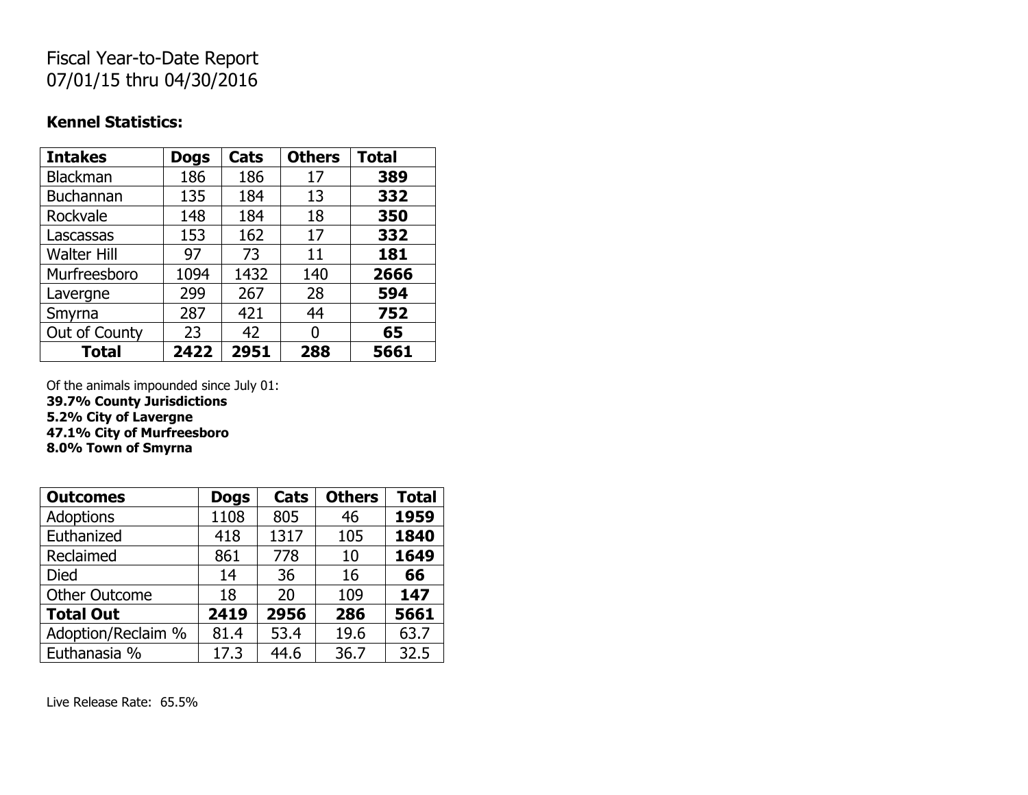Fiscal Year-to-Date Report
07/01/15 thru 04/30/2016

**Kennel Statistics:**

| Intakes | Dogs | Cats | Others | Total |
|---|---|---|---|---|
| Blackman | 186 | 186 | 17 | **389** |
| Buchannan | 135 | 184 | 13 | **332** |
| Rockvale | 148 | 184 | 18 | **350** |
| Lascassas | 153 | 162 | 17 | **332** |
| Walter Hill | 97 | 73 | 11 | **181** |
| Murfreesboro | 1094 | 1432 | 140 | **2666** |
| Lavergne | 299 | 267 | 28 | **594** |
| Smyrna | 287 | 421 | 44 | **752** |
| Out of County | 23 | 42 | 0 | **65** |
| **Total** | **2422** | **2951** | **288** | **5661** |

Of the animals impounded since July 01:
**39.7% County Jurisdictions**
**5.2% City of Lavergne**
**47.1% City of Murfreesboro**
**8.0% Town of Smyrna**

| Outcomes | Dogs | Cats | Others | Total |
|---|---|---|---|---|
| Adoptions | 1108 | 805 | 46 | **1959** |
| Euthanized | 418 | 1317 | 105 | **1840** |
| Reclaimed | 861 | 778 | 10 | **1649** |
| Died | 14 | 36 | 16 | **66** |
| Other Outcome | 18 | 20 | 109 | **147** |
| **Total Out** | **2419** | **2956** | **286** | **5661** |
| Adoption/Reclaim % | 81.4 | 53.4 | 19.6 | 63.7 |
| Euthanasia % | 17.3 | 44.6 | 36.7 | 32.5 |

Live Release Rate: 65.5%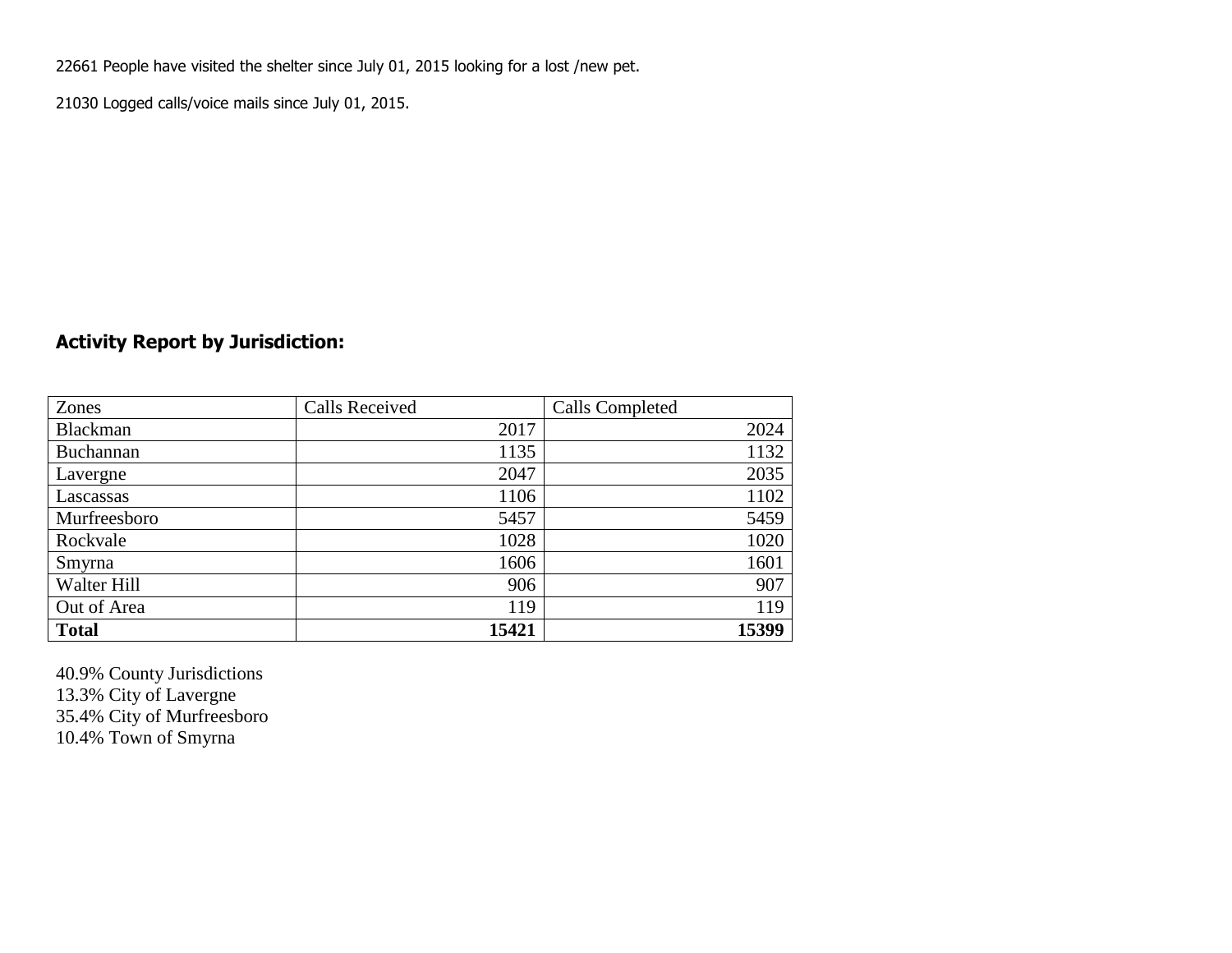22661 People have visited the shelter since July 01, 2015 looking for a lost /new pet.

21030 Logged calls/voice mails since July 01, 2015.

## Activity Report by Jurisdiction:

| Zones | Calls Received | Calls Completed |
|---|---|---|
| Blackman | 2017 | 2024 |
| Buchannan | 1135 | 1132 |
| Lavergne | 2047 | 2035 |
| Lascassas | 1106 | 1102 |
| Murfreesboro | 5457 | 5459 |
| Rockvale | 1028 | 1020 |
| Smyrna | 1606 | 1601 |
| Walter Hill | 906 | 907 |
| Out of Area | 119 | 119 |
| **Total** | **15421** | **15399** |

40.9% County Jurisdictions
13.3% City of Lavergne
35.4% City of Murfreesboro
10.4% Town of Smyrna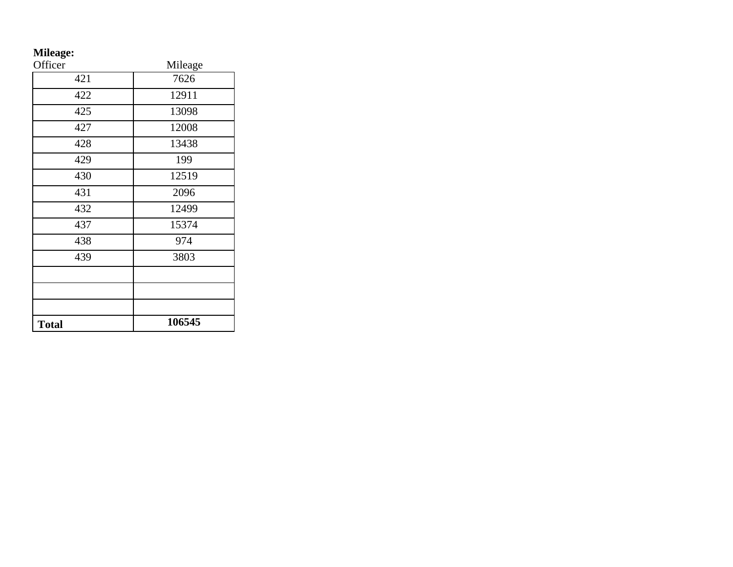**Mileage:**

| Officer | Mileage |
|---|---|
| 421 | 7626 |
| 422 | 12911 |
| 425 | 13098 |
| 427 | 12008 |
| 428 | 13438 |
| 429 | 199 |
| 430 | 12519 |
| 431 | 2096 |
| 432 | 12499 |
| 437 | 15374 |
| 438 | 974 |
| 439 | 3803 |
| | |
| | |
| | |
| **Total** | **106545** |